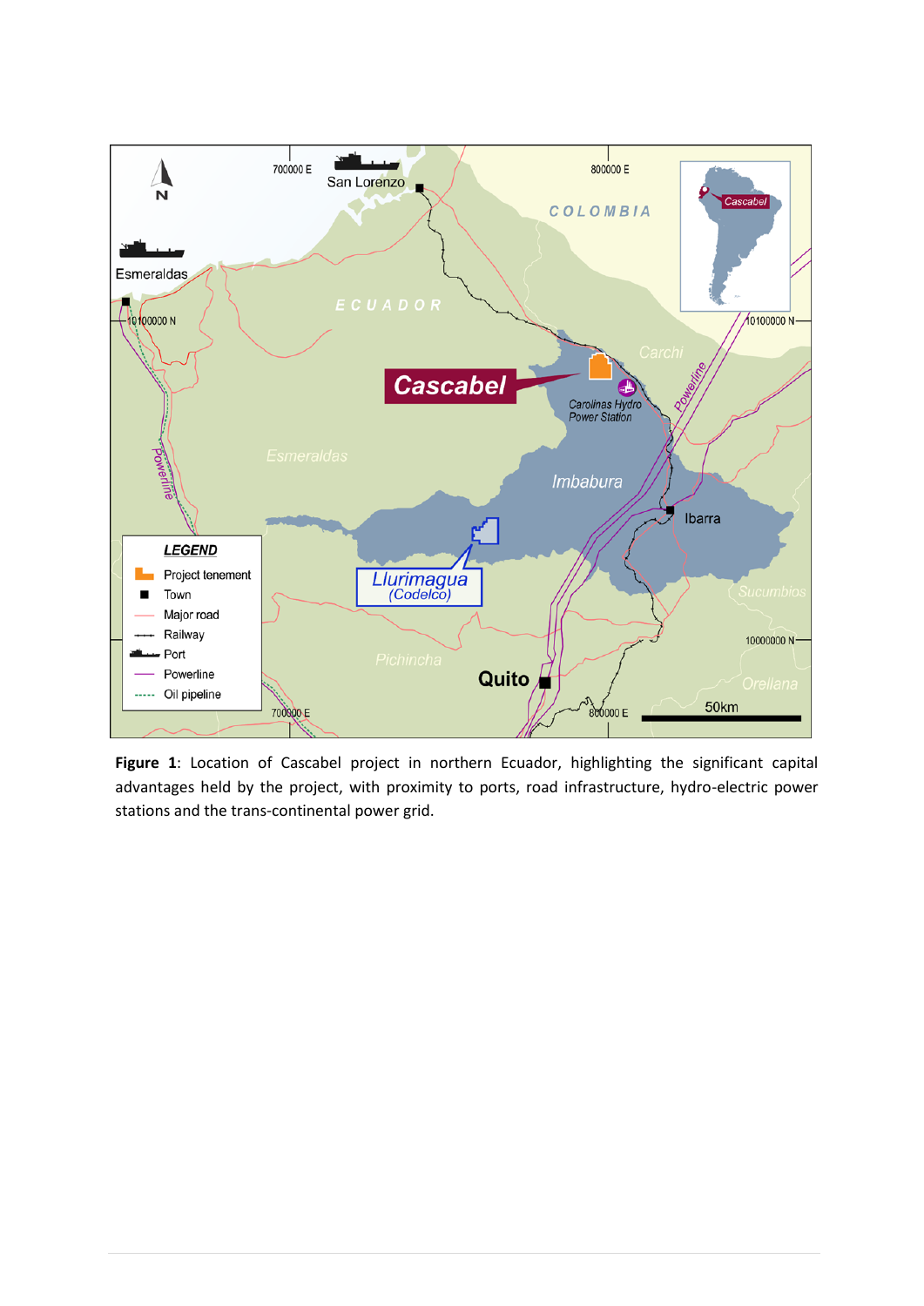**Figure 1**: Location of Cascabel project in northern Ecuador, highlighting the significant capital advantages held by the project, with proximity to ports, road infrastructure, hydro-electric power stations and the trans-continental power grid.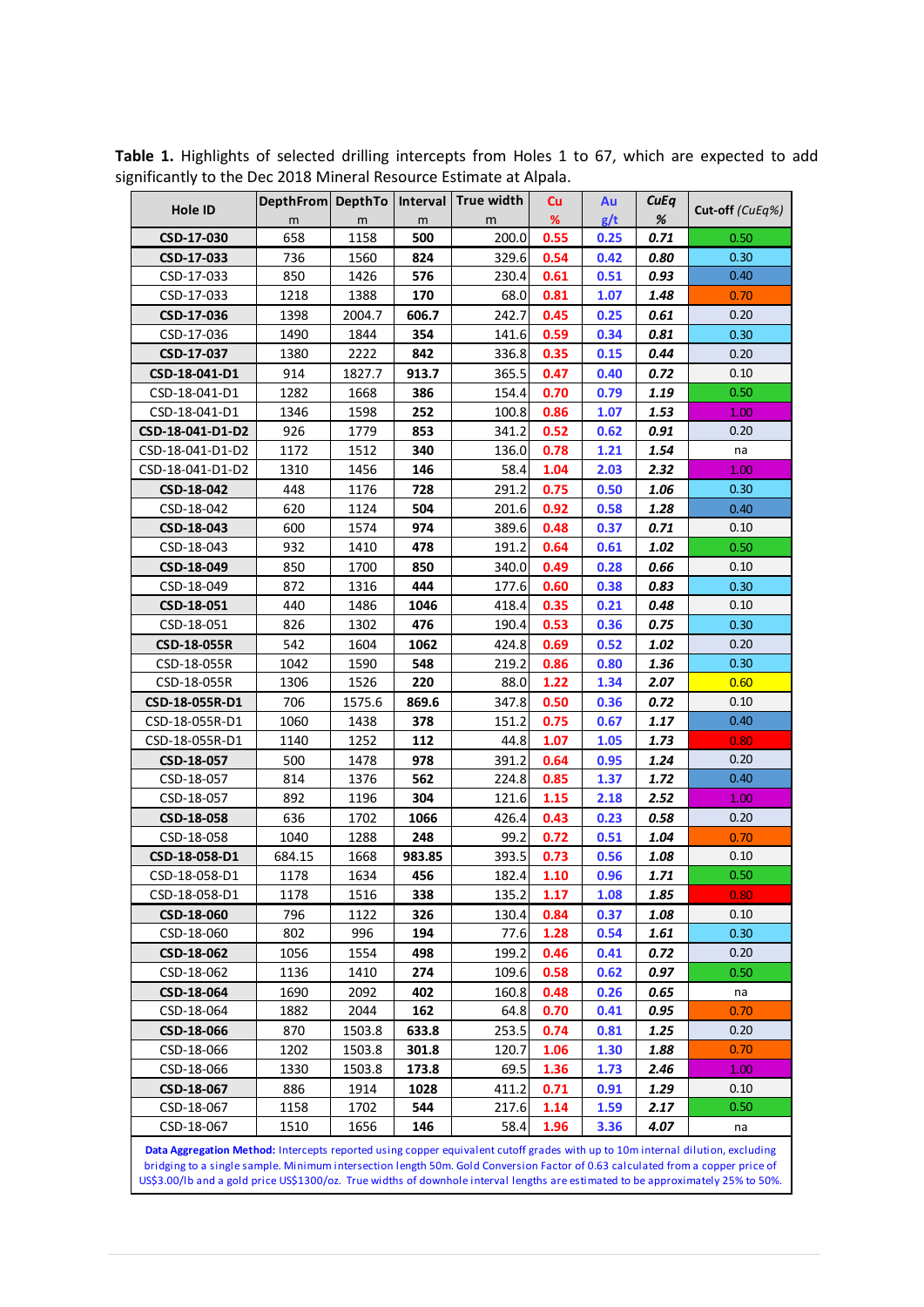**Table 1.** Highlights of selected drilling intercepts from Holes 1 to 67, which are expected to add significantly to the Dec 2018 Mineral Resource Estimate at Alpala.

| Hole ID | DepthFrom m | DepthTo m | Interval m | True width m | Cu % | Au g/t | CuEq % | Cut-off (CuEq%) |
|---|---|---|---|---|---|---|---|---|
| **CSD-17-030** | 658 | 1158 | **500** | 200.0 | 0.55 | 0.25 | 0.71 | 0.50 |
| **CSD-17-033** | 736 | 1560 | **824** | 329.6 | 0.54 | 0.42 | 0.80 | 0.30 |
| CSD-17-033 | 850 | 1426 | **576** | 230.4 | 0.61 | 0.51 | 0.93 | 0.40 |
| CSD-17-033 | 1218 | 1388 | **170** | 68.0 | 0.81 | 1.07 | 1.48 | 0.70 |
| **CSD-17-036** | 1398 | 2004.7 | **606.7** | 242.7 | 0.45 | 0.25 | 0.61 | 0.20 |
| CSD-17-036 | 1490 | 1844 | **354** | 141.6 | 0.59 | 0.34 | 0.81 | 0.30 |
| **CSD-17-037** | 1380 | 2222 | **842** | 336.8 | 0.35 | 0.15 | 0.44 | 0.20 |
| **CSD-18-041-D1** | 914 | 1827.7 | **913.7** | 365.5 | 0.47 | 0.40 | 0.72 | 0.10 |
| CSD-18-041-D1 | 1282 | 1668 | **386** | 154.4 | 0.70 | 0.79 | 1.19 | 0.50 |
| CSD-18-041-D1 | 1346 | 1598 | **252** | 100.8 | 0.86 | 1.07 | 1.53 | 1.00 |
| **CSD-18-041-D1-D2** | 926 | 1779 | **853** | 341.2 | 0.52 | 0.62 | 0.91 | 0.20 |
| CSD-18-041-D1-D2 | 1172 | 1512 | **340** | 136.0 | 0.78 | 1.21 | 1.54 | na |
| CSD-18-041-D1-D2 | 1310 | 1456 | **146** | 58.4 | 1.04 | 2.03 | 2.32 | 1.00 |
| **CSD-18-042** | 448 | 1176 | **728** | 291.2 | 0.75 | 0.50 | 1.06 | 0.30 |
| CSD-18-042 | 620 | 1124 | **504** | 201.6 | 0.92 | 0.58 | 1.28 | 0.40 |
| **CSD-18-043** | 600 | 1574 | **974** | 389.6 | 0.48 | 0.37 | 0.71 | 0.10 |
| CSD-18-043 | 932 | 1410 | **478** | 191.2 | 0.64 | 0.61 | 1.02 | 0.50 |
| **CSD-18-049** | 850 | 1700 | **850** | 340.0 | 0.49 | 0.28 | 0.66 | 0.10 |
| CSD-18-049 | 872 | 1316 | **444** | 177.6 | 0.60 | 0.38 | 0.83 | 0.30 |
| **CSD-18-051** | 440 | 1486 | **1046** | 418.4 | 0.35 | 0.21 | 0.48 | 0.10 |
| CSD-18-051 | 826 | 1302 | **476** | 190.4 | 0.53 | 0.36 | 0.75 | 0.30 |
| **CSD-18-055R** | 542 | 1604 | **1062** | 424.8 | 0.69 | 0.52 | 1.02 | 0.20 |
| CSD-18-055R | 1042 | 1590 | **548** | 219.2 | 0.86 | 0.80 | 1.36 | 0.30 |
| CSD-18-055R | 1306 | 1526 | **220** | 88.0 | 1.22 | 1.34 | 2.07 | 0.60 |
| **CSD-18-055R-D1** | 706 | 1575.6 | **869.6** | 347.8 | 0.50 | 0.36 | 0.72 | 0.10 |
| CSD-18-055R-D1 | 1060 | 1438 | **378** | 151.2 | 0.75 | 0.67 | 1.17 | 0.40 |
| CSD-18-055R-D1 | 1140 | 1252 | **112** | 44.8 | 1.07 | 1.05 | 1.73 | 0.80 |
| **CSD-18-057** | 500 | 1478 | **978** | 391.2 | 0.64 | 0.95 | 1.24 | 0.20 |
| CSD-18-057 | 814 | 1376 | **562** | 224.8 | 0.85 | 1.37 | 1.72 | 0.40 |
| CSD-18-057 | 892 | 1196 | **304** | 121.6 | 1.15 | 2.18 | 2.52 | 1.00 |
| **CSD-18-058** | 636 | 1702 | **1066** | 426.4 | 0.43 | 0.23 | 0.58 | 0.20 |
| CSD-18-058 | 1040 | 1288 | **248** | 99.2 | 0.72 | 0.51 | 1.04 | 0.70 |
| **CSD-18-058-D1** | 684.15 | 1668 | **983.85** | 393.5 | 0.73 | 0.56 | 1.08 | 0.10 |
| CSD-18-058-D1 | 1178 | 1634 | **456** | 182.4 | 1.10 | 0.96 | 1.71 | 0.50 |
| CSD-18-058-D1 | 1178 | 1516 | **338** | 135.2 | 1.17 | 1.08 | 1.85 | 0.80 |
| **CSD-18-060** | 796 | 1122 | **326** | 130.4 | 0.84 | 0.37 | 1.08 | 0.10 |
| CSD-18-060 | 802 | 996 | **194** | 77.6 | 1.28 | 0.54 | 1.61 | 0.30 |
| **CSD-18-062** | 1056 | 1554 | **498** | 199.2 | 0.46 | 0.41 | 0.72 | 0.20 |
| CSD-18-062 | 1136 | 1410 | **274** | 109.6 | 0.58 | 0.62 | 0.97 | 0.50 |
| **CSD-18-064** | 1690 | 2092 | **402** | 160.8 | 0.48 | 0.26 | 0.65 | na |
| CSD-18-064 | 1882 | 2044 | **162** | 64.8 | 0.70 | 0.41 | 0.95 | 0.70 |
| **CSD-18-066** | 870 | 1503.8 | **633.8** | 253.5 | 0.74 | 0.81 | 1.25 | 0.20 |
| CSD-18-066 | 1202 | 1503.8 | **301.8** | 120.7 | 1.06 | 1.30 | 1.88 | 0.70 |
| CSD-18-066 | 1330 | 1503.8 | **173.8** | 69.5 | 1.36 | 1.73 | 2.46 | 1.00 |
| **CSD-18-067** | 886 | 1914 | **1028** | 411.2 | 0.71 | 0.91 | 1.29 | 0.10 |
| CSD-18-067 | 1158 | 1702 | **544** | 217.6 | 1.14 | 1.59 | 2.17 | 0.50 |
| CSD-18-067 | 1510 | 1656 | **146** | 58.4 | 1.96 | 3.36 | 4.07 | na |

**Data Aggregation Method:** Intercepts reported using copper equivalent cutoff grades with up to 10m internal dilution, excluding bridging to a single sample. Minimum intersection length 50m. Gold Conversion Factor of 0.63 calculated from a copper price of US$3.00/lb and a gold price US$1300/oz. True widths of downhole interval lengths are estimated to be approximately 25% to 50%.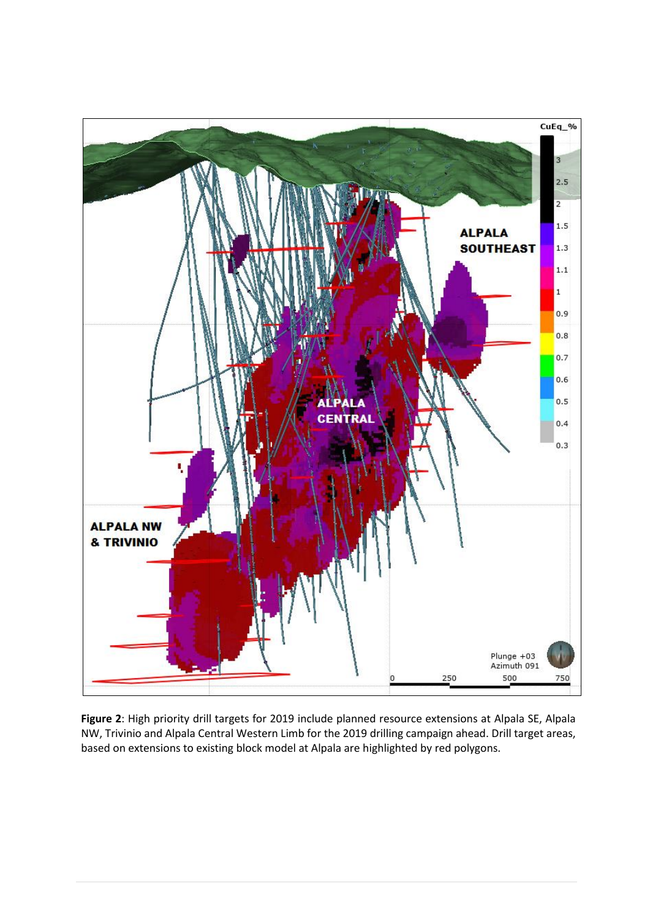CuEq_%

3
2.5
2
1.5
1.3
1.1
1
0.9
0.8
0.7
0.6
0.5
0.4
0.3

ALPALA SOUTHEAST

ALPALA CENTRAL

ALPALA NW & TRIVINIO

Plunge +03
Azimuth 091

0 250 500 750

**Figure 2**: High priority drill targets for 2019 include planned resource extensions at Alpala SE, Alpala NW, Trivinio and Alpala Central Western Limb for the 2019 drilling campaign ahead. Drill target areas, based on extensions to existing block model at Alpala are highlighted by red polygons.